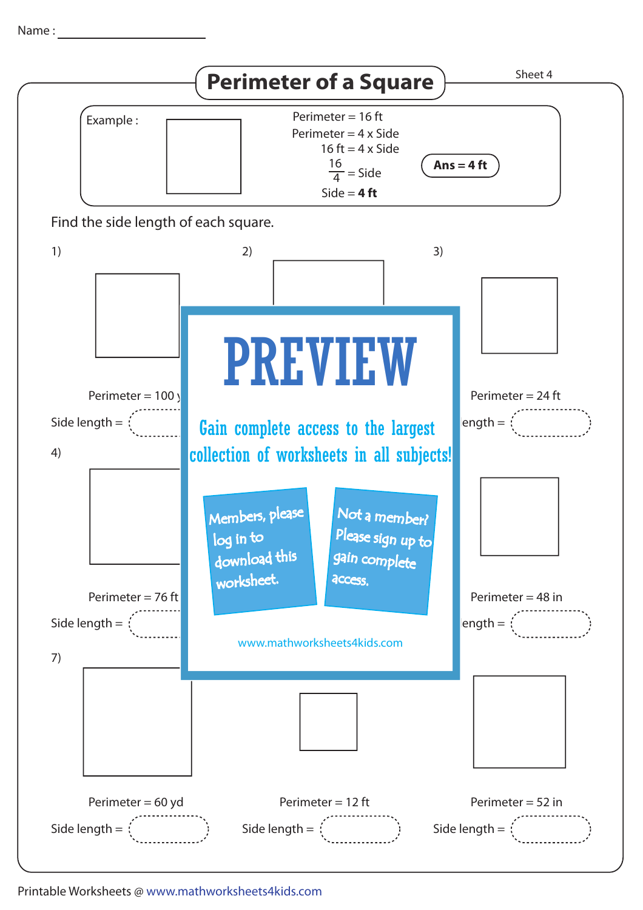Name : ____________________

# Perimeter of a Square

Sheet 4

Example :

Perimeter = 16 ft

Perimeter = 4 x Side

16 ft = 4 x Side

$\frac{16}{4}$ = Side

Side = **4 ft**

**Ans = 4 ft**

Find the side length of each square.

1) Perimeter = 100 y

Side length =

2)

3) Perimeter = 24 ft

ength =

4) Perimeter = 76 ft

Side length =

Perimeter = 48 in

ength =

7) Perimeter = 60 yd

Side length =

Perimeter = 12 ft

Side length =

Perimeter = 52 in

Side length =

PREVIEW

Gain complete access to the largest collection of worksheets in all subjects!

Members, please log in to download this worksheet.

Not a member? Please sign up to gain complete access.

www.mathworksheets4kids.com

Printable Worksheets @ www.mathworksheets4kids.com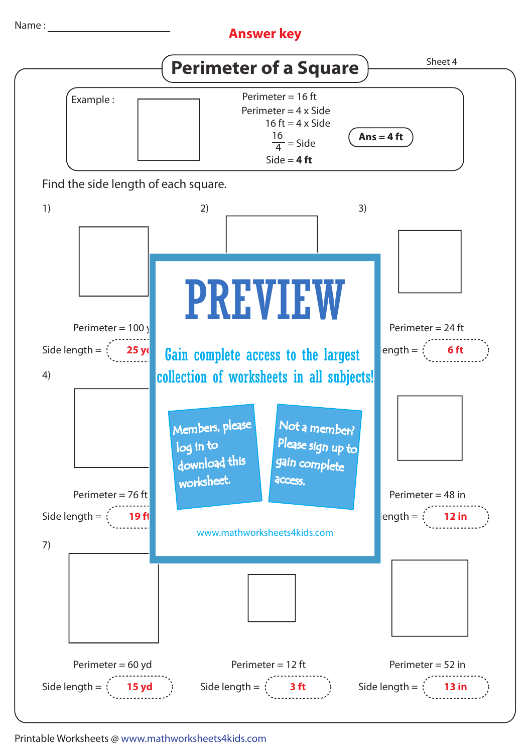Name : ____________________

**Answer key**

# Perimeter of a Square

Sheet 4

Example :

Perimeter = 16 ft

Perimeter = 4 x Side

16 ft = 4 x Side

$\frac{16}{4}$ = Side

Side = **4 ft**

**Ans = 4 ft**

Find the side length of each square.

1)

Perimeter = 100 y

Side length = **25 yd**

2)

3)

Perimeter = 24 ft

ength = **6 ft**

4)

Perimeter = 76 ft

Side length = **19 ft**

Perimeter = 48 in

ength = **12 in**

7)

Perimeter = 60 yd

Side length = **15 yd**

Perimeter = 12 ft

Side length = **3 ft**

Perimeter = 52 in

Side length = **13 in**

PREVIEW

Gain complete access to the largest collection of worksheets in all subjects!

Members, please log in to download this worksheet.

Not a member? Please sign up to gain complete access.

www.mathworksheets4kids.com

Printable Worksheets @ www.mathworksheets4kids.com